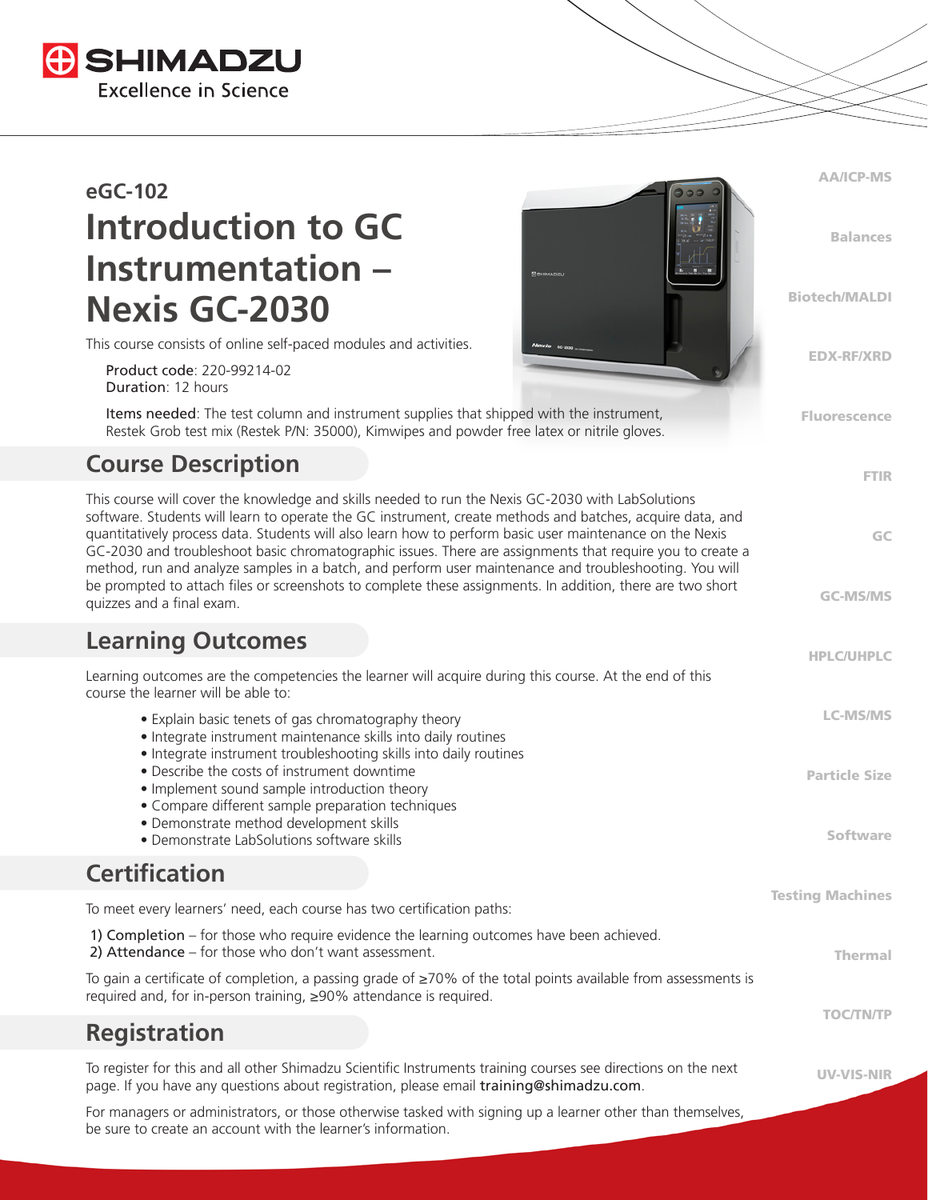SHIMADZU
Excellence in Science

## eGC-102

# Introduction to GC Instrumentation – Nexis GC-2030

This course consists of online self-paced modules and activities.

Product code: 220-99214-02
Duration: 12 hours

Items needed: The test column and instrument supplies that shipped with the instrument, Restek Grob test mix (Restek P/N: 35000), Kimwipes and powder free latex or nitrile gloves.

## Course Description

This course will cover the knowledge and skills needed to run the Nexis GC-2030 with LabSolutions software. Students will learn to operate the GC instrument, create methods and batches, acquire data, and quantitatively process data. Students will also learn how to perform basic user maintenance on the Nexis GC-2030 and troubleshoot basic chromatographic issues. There are assignments that require you to create a method, run and analyze samples in a batch, and perform user maintenance and troubleshooting. You will be prompted to attach files or screenshots to complete these assignments. In addition, there are two short quizzes and a final exam.

## Learning Outcomes

Learning outcomes are the competencies the learner will acquire during this course. At the end of this course the learner will be able to:

- Explain basic tenets of gas chromatography theory
- Integrate instrument maintenance skills into daily routines
- Integrate instrument troubleshooting skills into daily routines
- Describe the costs of instrument downtime
- Implement sound sample introduction theory
- Compare different sample preparation techniques
- Demonstrate method development skills
- Demonstrate LabSolutions software skills

## Certification

To meet every learners' need, each course has two certification paths:

1) Completion – for those who require evidence the learning outcomes have been achieved.
2) Attendance – for those who don't want assessment.

To gain a certificate of completion, a passing grade of ≥70% of the total points available from assessments is required and, for in-person training, ≥90% attendance is required.

## Registration

To register for this and all other Shimadzu Scientific Instruments training courses see directions on the next page. If you have any questions about registration, please email training@shimadzu.com.

For managers or administrators, or those otherwise tasked with signing up a learner other than themselves, be sure to create an account with the learner's information.

AA/ICP-MS
Balances
Biotech/MALDI
EDX-RF/XRD
Fluorescence
FTIR
GC
GC-MS/MS
HPLC/UHPLC
LC-MS/MS
Particle Size
Software
Testing Machines
Thermal
TOC/TN/TP
UV-VIS-NIR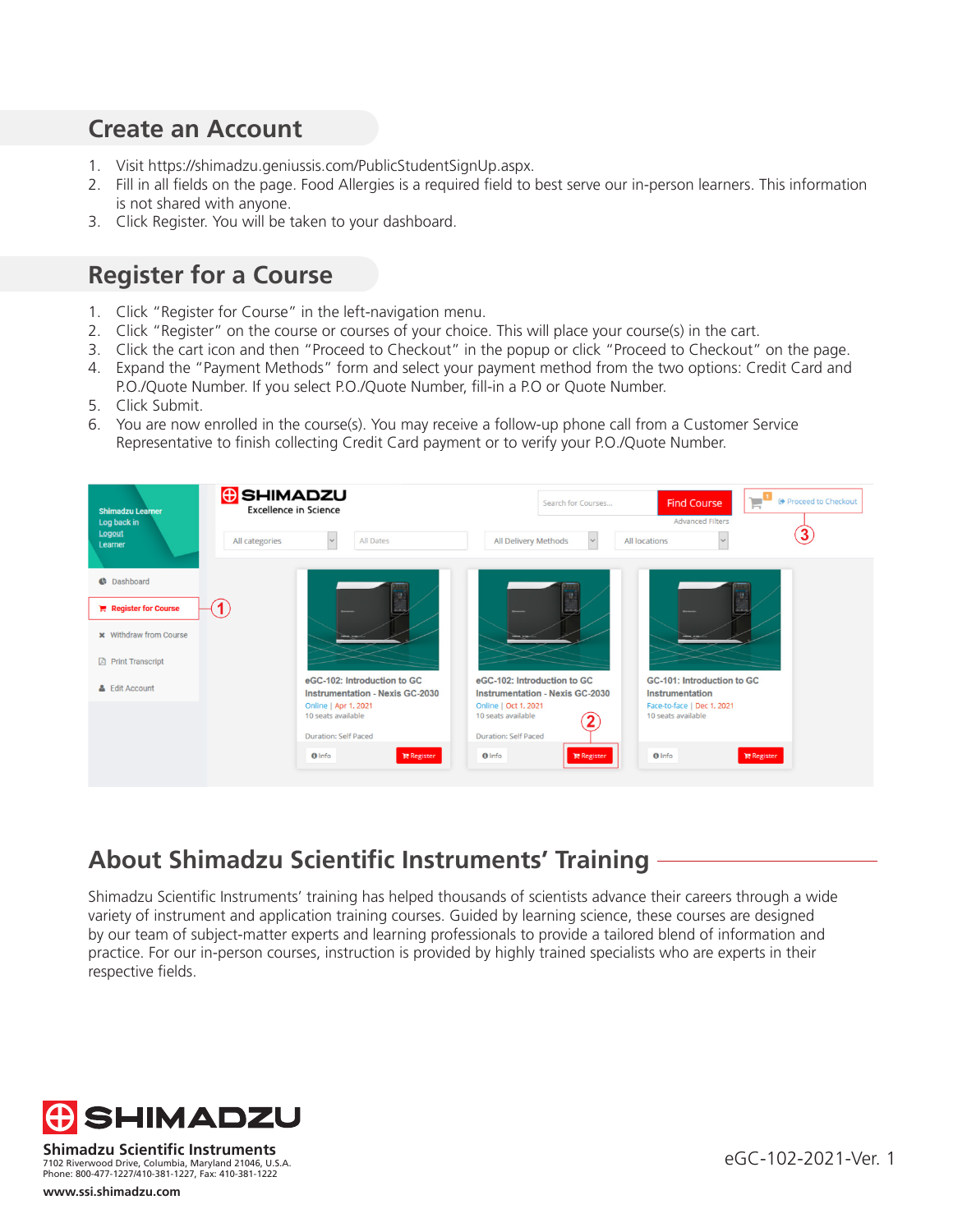## Create an Account

1. Visit https://shimadzu.geniussis.com/PublicStudentSignUp.aspx.
2. Fill in all fields on the page. Food Allergies is a required field to best serve our in-person learners. This information is not shared with anyone.
3. Click Register. You will be taken to your dashboard.

## Register for a Course

1. Click “Register for Course” in the left-navigation menu.
2. Click “Register” on the course or courses of your choice. This will place your course(s) in the cart.
3. Click the cart icon and then “Proceed to Checkout” in the popup or click “Proceed to Checkout” on the page.
4. Expand the “Payment Methods” form and select your payment method from the two options: Credit Card and P.O./Quote Number. If you select P.O./Quote Number, fill-in a P.O or Quote Number.
5. Click Submit.
6. You are now enrolled in the course(s). You may receive a follow-up phone call from a Customer Service Representative to finish collecting Credit Card payment or to verify your P.O./Quote Number.

## About Shimadzu Scientific Instruments’ Training

Shimadzu Scientific Instruments’ training has helped thousands of scientists advance their careers through a wide variety of instrument and application training courses. Guided by learning science, these courses are designed by our team of subject-matter experts and learning professionals to provide a tailored blend of information and practice. For our in-person courses, instruction is provided by highly trained specialists who are experts in their respective fields.

**Shimadzu Scientific Instruments**
7102 Riverwood Drive, Columbia, Maryland 21046, U.S.A.
Phone: 800-477-1227/410-381-1227, Fax: 410-381-1222

**www.ssi.shimadzu.com**

eGC-102-2021-Ver. 1